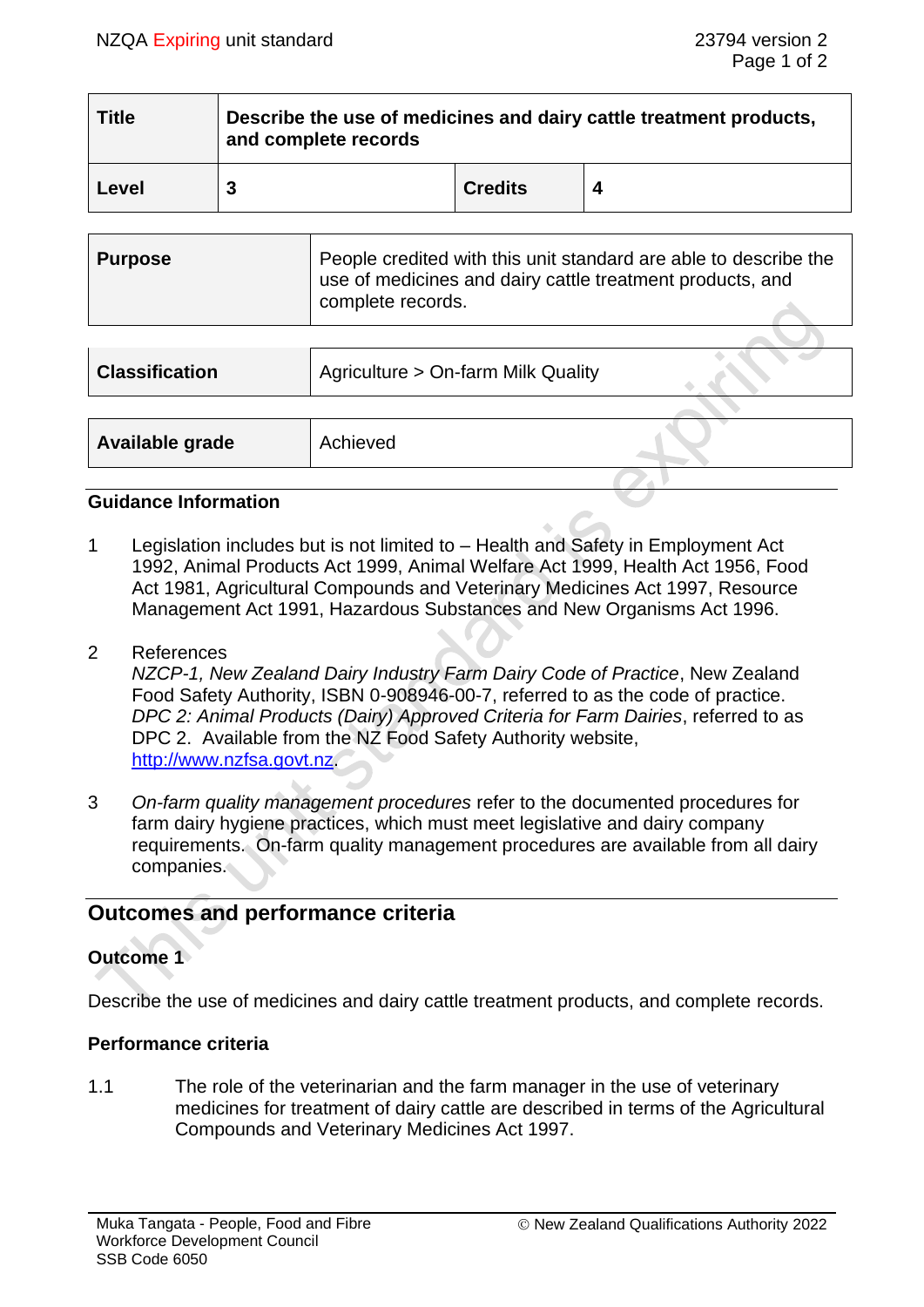| Title | Describe the use of medicines and dairy cattle treatment products, and complete records | | |
|---|---|---|---|
| Level | 3 | Credits | 4 |

| Purpose | People credited with this unit standard are able to describe the use of medicines and dairy cattle treatment products, and complete records. |
|---|---|

| Classification | Agriculture > On-farm Milk Quality |
|---|---|

| Available grade | Achieved |
|---|---|

## Guidance Information

1. Legislation includes but is not limited to – Health and Safety in Employment Act 1992, Animal Products Act 1999, Animal Welfare Act 1999, Health Act 1956, Food Act 1981, Agricultural Compounds and Veterinary Medicines Act 1997, Resource Management Act 1991, Hazardous Substances and New Organisms Act 1996.

2. References
   *NZCP-1, New Zealand Dairy Industry Farm Dairy Code of Practice*, New Zealand Food Safety Authority, ISBN 0-908946-00-7, referred to as the code of practice.
   *DPC 2: Animal Products (Dairy) Approved Criteria for Farm Dairies*, referred to as DPC 2. Available from the NZ Food Safety Authority website, http://www.nzfsa.govt.nz.

3. *On-farm quality management procedures* refer to the documented procedures for farm dairy hygiene practices, which must meet legislative and dairy company requirements. On-farm quality management procedures are available from all dairy companies.

## Outcomes and performance criteria

### Outcome 1

Describe the use of medicines and dairy cattle treatment products, and complete records.

### Performance criteria

1.1 The role of the veterinarian and the farm manager in the use of veterinary medicines for treatment of dairy cattle are described in terms of the Agricultural Compounds and Veterinary Medicines Act 1997.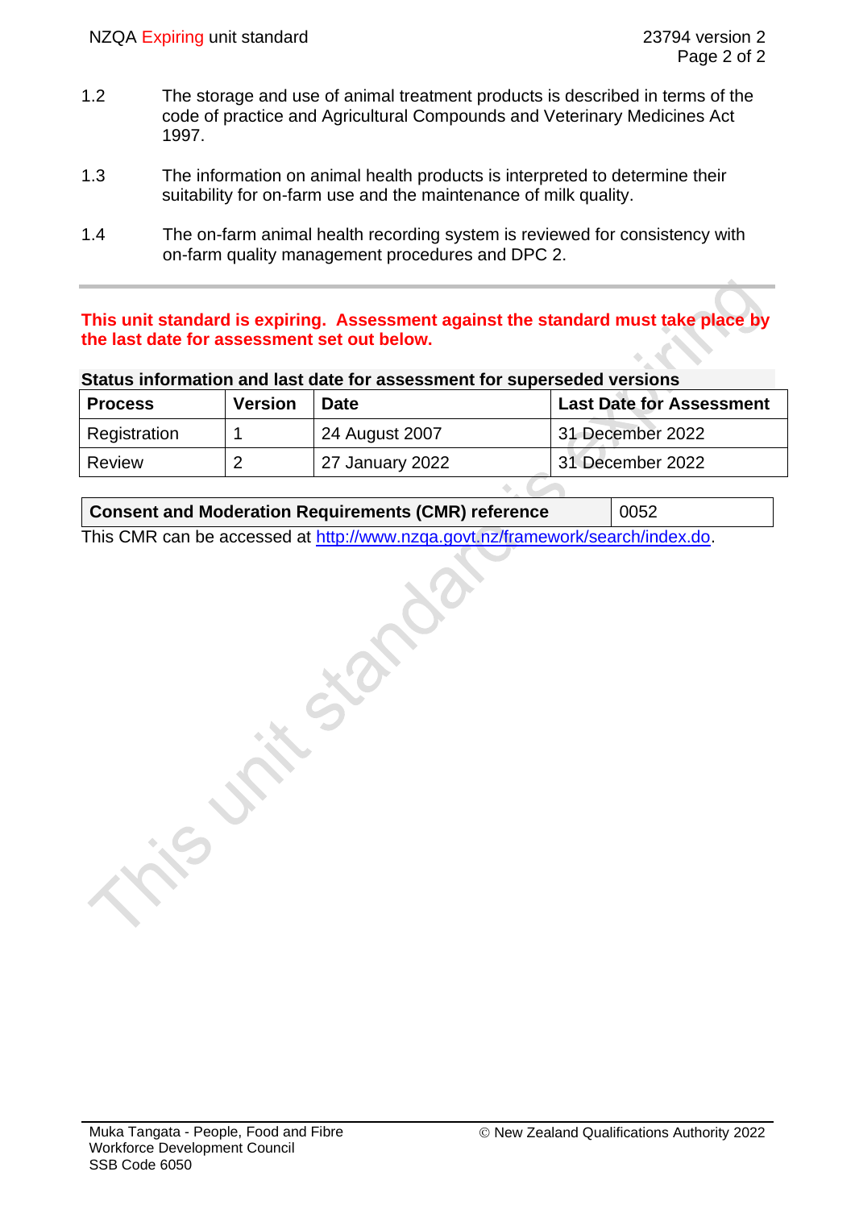1.2 The storage and use of animal treatment products is described in terms of the code of practice and Agricultural Compounds and Veterinary Medicines Act 1997.

1.3 The information on animal health products is interpreted to determine their suitability for on-farm use and the maintenance of milk quality.

1.4 The on-farm animal health recording system is reviewed for consistency with on-farm quality management procedures and DPC 2.

---

**This unit standard is expiring. Assessment against the standard must take place by the last date for assessment set out below.**

**Status information and last date for assessment for superseded versions**

| Process | Version | Date | Last Date for Assessment |
|---|---|---|---|
| Registration | 1 | 24 August 2007 | 31 December 2022 |
| Review | 2 | 27 January 2022 | 31 December 2022 |

| Consent and Moderation Requirements (CMR) reference | 0052 |
|---|---|

This CMR can be accessed at http://www.nzqa.govt.nz/framework/search/index.do.